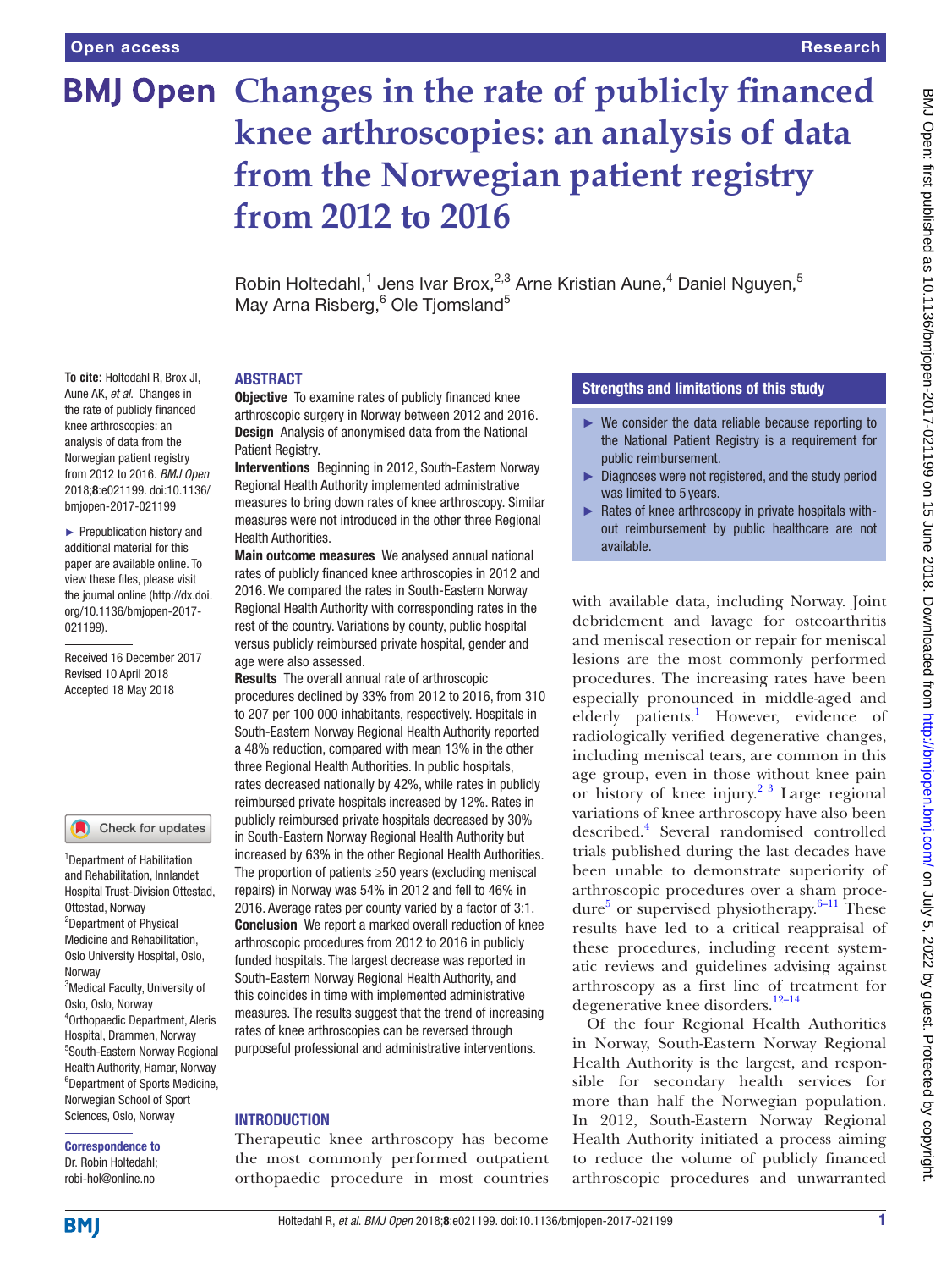# Changes in the rate of publicly financed knee arthroscopies: an analysis of data from the Norwegian patient registry from 2012 to 2016

Robin Holtedahl,[1] Jens Ivar Brox,[2,3] Arne Kristian Aune,[4] Daniel Nguyen,[5] May Arna Risberg,[6] Ole Tjomsland[5]

**To cite:** Holtedahl R, Brox JI, Aune AK, *et al*. Changes in the rate of publicly financed knee arthroscopies: an analysis of data from the Norwegian patient registry from 2012 to 2016. *BMJ Open* 2018;**8**:e021199. doi:10.1136/bmjopen-2017-021199

► Prepublication history and additional material for this paper are available online. To view these files, please visit the journal online (http://dx.doi.org/10.1136/bmjopen-2017-021199).

Received 16 December 2017
Revised 10 April 2018
Accepted 18 May 2018

[1]Department of Habilitation and Rehabilitation, Innlandet Hospital Trust-Division Ottestad, Ottestad, Norway
[2]Department of Physical Medicine and Rehabilitation, Oslo University Hospital, Oslo, Norway
[3]Medical Faculty, University of Oslo, Oslo, Norway
[4]Orthopaedic Department, Aleris Hospital, Drammen, Norway
[5]South-Eastern Norway Regional Health Authority, Hamar, Norway
[6]Department of Sports Medicine, Norwegian School of Sport Sciences, Oslo, Norway

**Correspondence to**
Dr. Robin Holtedahl;
robi-hol@online.no

## ABSTRACT

**Objective** To examine rates of publicly financed knee arthroscopic surgery in Norway between 2012 and 2016.

**Design** Analysis of anonymised data from the National Patient Registry.

**Interventions** Beginning in 2012, South-Eastern Norway Regional Health Authority implemented administrative measures to bring down rates of knee arthroscopy. Similar measures were not introduced in the other three Regional Health Authorities.

**Main outcome measures** We analysed annual national rates of publicly financed knee arthroscopies in 2012 and 2016. We compared the rates in South-Eastern Norway Regional Health Authority with corresponding rates in the rest of the country. Variations by county, public hospital versus publicly reimbursed private hospital, gender and age were also assessed.

**Results** The overall annual rate of arthroscopic procedures declined by 33% from 2012 to 2016, from 310 to 207 per 100 000 inhabitants, respectively. Hospitals in South-Eastern Norway Regional Health Authority reported a 48% reduction, compared with mean 13% in the other three Regional Health Authorities. In public hospitals, rates decreased nationally by 42%, while rates in publicly reimbursed private hospitals increased by 12%. Rates in publicly reimbursed private hospitals decreased by 30% in South-Eastern Norway Regional Health Authority but increased by 63% in the other Regional Health Authorities. The proportion of patients ≥50 years (excluding meniscal repairs) in Norway was 54% in 2012 and fell to 46% in 2016. Average rates per county varied by a factor of 3:1.

**Conclusion** We report a marked overall reduction of knee arthroscopic procedures from 2012 to 2016 in publicly funded hospitals. The largest decrease was reported in South-Eastern Norway Regional Health Authority, and this coincides in time with implemented administrative measures. The results suggest that the trend of increasing rates of knee arthroscopies can be reversed through purposeful professional and administrative interventions.

## Strengths and limitations of this study

- ► We consider the data reliable because reporting to the National Patient Registry is a requirement for public reimbursement.
- ► Diagnoses were not registered, and the study period was limited to 5 years.
- ► Rates of knee arthroscopy in private hospitals without reimbursement by public healthcare are not available.

## INTRODUCTION

Therapeutic knee arthroscopy has become the most commonly performed outpatient orthopaedic procedure in most countries with available data, including Norway. Joint debridement and lavage for osteoarthritis and meniscal resection or repair for meniscal lesions are the most commonly performed procedures. The increasing rates have been especially pronounced in middle-aged and elderly patients.[1] However, evidence of radiologically verified degenerative changes, including meniscal tears, are common in this age group, even in those without knee pain or history of knee injury.[2,3] Large regional variations of knee arthroscopy have also been described.[4] Several randomised controlled trials published during the last decades have been unable to demonstrate superiority of arthroscopic procedures over a sham procedure[5] or supervised physiotherapy.[6–11] These results have led to a critical reappraisal of these procedures, including recent systematic reviews and guidelines advising against arthroscopy as a first line of treatment for degenerative knee disorders.[12–14]

Of the four Regional Health Authorities in Norway, South-Eastern Norway Regional Health Authority is the largest, and responsible for secondary health services for more than half the Norwegian population. In 2012, South-Eastern Norway Regional Health Authority initiated a process aiming to reduce the volume of publicly financed arthroscopic procedures and unwarranted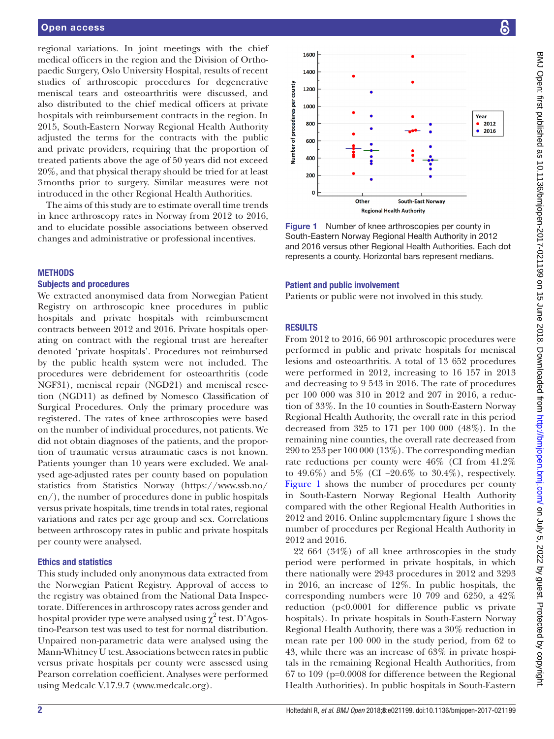regional variations. In joint meetings with the chief medical officers in the region and the Division of Orthopaedic Surgery, Oslo University Hospital, results of recent studies of arthroscopic procedures for degenerative meniscal tears and osteoarthritis were discussed, and also distributed to the chief medical officers at private hospitals with reimbursement contracts in the region. In 2015, South-Eastern Norway Regional Health Authority adjusted the terms for the contracts with the public and private providers, requiring that the proportion of treated patients above the age of 50 years did not exceed 20%, and that physical therapy should be tried for at least 3 months prior to surgery. Similar measures were not introduced in the other Regional Health Authorities.

The aims of this study are to estimate overall time trends in knee arthroscopy rates in Norway from 2012 to 2016, and to elucidate possible associations between observed changes and administrative or professional incentives.

## METHODS

### Subjects and procedures

We extracted anonymised data from Norwegian Patient Registry on arthroscopic knee procedures in public hospitals and private hospitals with reimbursement contracts between 2012 and 2016. Private hospitals operating on contract with the regional trust are hereafter denoted 'private hospitals'. Procedures not reimbursed by the public health system were not included. The procedures were debridement for osteoarthritis (code NGF31), meniscal repair (NGD21) and meniscal resection (NGD11) as defined by Nomesco Classification of Surgical Procedures. Only the primary procedure was registered. The rates of knee arthroscopies were based on the number of individual procedures, not patients. We did not obtain diagnoses of the patients, and the proportion of traumatic versus atraumatic cases is not known. Patients younger than 10 years were excluded. We analysed age-adjusted rates per county based on population statistics from Statistics Norway (https://www.ssb.no/en/), the number of procedures done in public hospitals versus private hospitals, time trends in total rates, regional variations and rates per age group and sex. Correlations between arthroscopy rates in public and private hospitals per county were analysed.

### Ethics and statistics

This study included only anonymous data extracted from the Norwegian Patient Registry. Approval of access to the registry was obtained from the National Data Inspectorate. Differences in arthroscopy rates across gender and hospital provider type were analysed using $\chi^2$ test. D'Agostino-Pearson test was used to test for normal distribution. Unpaired non-parametric data were analysed using the Mann-Whitney U test. Associations between rates in public versus private hospitals per county were assessed using Pearson correlation coefficient. Analyses were performed using Medcalc V.17.9.7 (www.medcalc.org).

**Figure 1** Number of knee arthroscopies per county in South-Eastern Norway Regional Health Authority in 2012 and 2016 versus other Regional Health Authorities. Each dot represents a county. Horizontal bars represent medians.

### Patient and public involvement

Patients or public were not involved in this study.

## RESULTS

From 2012 to 2016, 66 901 arthroscopic procedures were performed in public and private hospitals for meniscal lesions and osteoarthritis. A total of 13 652 procedures were performed in 2012, increasing to 16 157 in 2013 and decreasing to 9 543 in 2016. The rate of procedures per 100 000 was 310 in 2012 and 207 in 2016, a reduction of 33%. In the 10 counties in South-Eastern Norway Regional Health Authority, the overall rate in this period decreased from 325 to 171 per 100 000 (48%). In the remaining nine counties, the overall rate decreased from 290 to 253 per 100 000 (13%). The corresponding median rate reductions per county were 46% (CI from 41.2% to 49.6%) and 5% (CI −20.6% to 30.4%), respectively. Figure 1 shows the number of procedures per county in South-Eastern Norway Regional Health Authority compared with the other Regional Health Authorities in 2012 and 2016. Online supplementary figure 1 shows the number of procedures per Regional Health Authority in 2012 and 2016.

22 664 (34%) of all knee arthroscopies in the study period were performed in private hospitals, in which there nationally were 2943 procedures in 2012 and 3293 in 2016, an increase of 12%. In public hospitals, the corresponding numbers were 10 709 and 6250, a 42% reduction ($p<0.0001$ for difference public vs private hospitals). In private hospitals in South-Eastern Norway Regional Health Authority, there was a 30% reduction in mean rate per 100 000 in the study period, from 62 to 43, while there was an increase of 63% in private hospitals in the remaining Regional Health Authorities, from 67 to 109 ($p=0.0008$ for difference between the Regional Health Authorities). In public hospitals in South-Eastern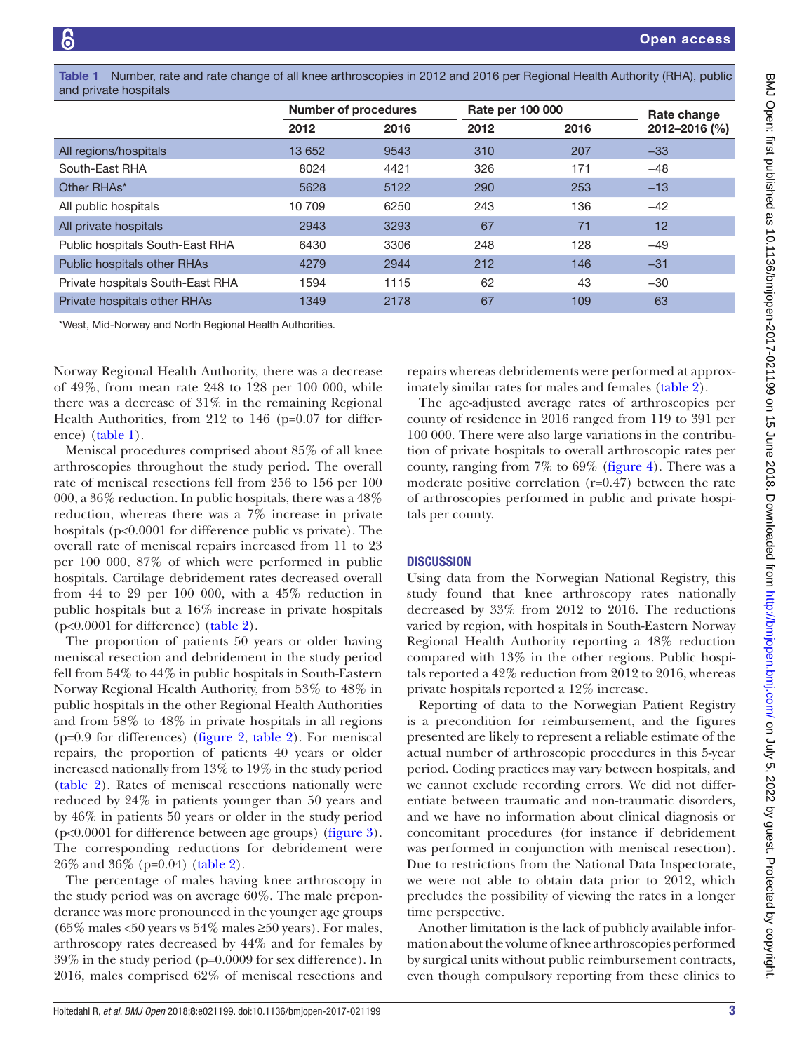Table 1 Number, rate and rate change of all knee arthroscopies in 2012 and 2016 per Regional Health Authority (RHA), public and private hospitals

| | Number of procedures | | Rate per 100 000 | | Rate change 2012–2016 (%) |
|---|---|---|---|---|---|
| | 2012 | 2016 | 2012 | 2016 | |
| All regions/hospitals | 13 652 | 9543 | 310 | 207 | −33 |
| South-East RHA | 8024 | 4421 | 326 | 171 | −48 |
| Other RHAs* | 5628 | 5122 | 290 | 253 | −13 |
| All public hospitals | 10 709 | 6250 | 243 | 136 | −42 |
| All private hospitals | 2943 | 3293 | 67 | 71 | 12 |
| Public hospitals South-East RHA | 6430 | 3306 | 248 | 128 | −49 |
| Public hospitals other RHAs | 4279 | 2944 | 212 | 146 | −31 |
| Private hospitals South-East RHA | 1594 | 1115 | 62 | 43 | −30 |
| Private hospitals other RHAs | 1349 | 2178 | 67 | 109 | 63 |

*West, Mid-Norway and North Regional Health Authorities.

Norway Regional Health Authority, there was a decrease of 49%, from mean rate 248 to 128 per 100 000, while there was a decrease of 31% in the remaining Regional Health Authorities, from 212 to 146 (p=0.07 for difference) (table 1).

Meniscal procedures comprised about 85% of all knee arthroscopies throughout the study period. The overall rate of meniscal resections fell from 256 to 156 per 100 000, a 36% reduction. In public hospitals, there was a 48% reduction, whereas there was a 7% increase in private hospitals (p<0.0001 for difference public vs private). The overall rate of meniscal repairs increased from 11 to 23 per 100 000, 87% of which were performed in public hospitals. Cartilage debridement rates decreased overall from 44 to 29 per 100 000, with a 45% reduction in public hospitals but a 16% increase in private hospitals (p<0.0001 for difference) (table 2).

The proportion of patients 50 years or older having meniscal resection and debridement in the study period fell from 54% to 44% in public hospitals in South-Eastern Norway Regional Health Authority, from 53% to 48% in public hospitals in the other Regional Health Authorities and from 58% to 48% in private hospitals in all regions (p=0.9 for differences) (figure 2, table 2). For meniscal repairs, the proportion of patients 40 years or older increased nationally from 13% to 19% in the study period (table 2). Rates of meniscal resections nationally were reduced by 24% in patients younger than 50 years and by 46% in patients 50 years or older in the study period (p<0.0001 for difference between age groups) (figure 3). The corresponding reductions for debridement were 26% and 36% (p=0.04) (table 2).

The percentage of males having knee arthroscopy in the study period was on average 60%. The male preponderance was more pronounced in the younger age groups (65% males <50 years vs 54% males ≥50 years). For males, arthroscopy rates decreased by 44% and for females by 39% in the study period (p=0.0009 for sex difference). In 2016, males comprised 62% of meniscal resections and repairs whereas debridements were performed at approximately similar rates for males and females (table 2).

The age-adjusted average rates of arthroscopies per county of residence in 2016 ranged from 119 to 391 per 100 000. There were also large variations in the contribution of private hospitals to overall arthroscopic rates per county, ranging from 7% to 69% (figure 4). There was a moderate positive correlation (r=0.47) between the rate of arthroscopies performed in public and private hospitals per county.

## DISCUSSION

Using data from the Norwegian National Registry, this study found that knee arthroscopy rates nationally decreased by 33% from 2012 to 2016. The reductions varied by region, with hospitals in South-Eastern Norway Regional Health Authority reporting a 48% reduction compared with 13% in the other regions. Public hospitals reported a 42% reduction from 2012 to 2016, whereas private hospitals reported a 12% increase.

Reporting of data to the Norwegian Patient Registry is a precondition for reimbursement, and the figures presented are likely to represent a reliable estimate of the actual number of arthroscopic procedures in this 5-year period. Coding practices may vary between hospitals, and we cannot exclude recording errors. We did not differentiate between traumatic and non-traumatic disorders, and we have no information about clinical diagnosis or concomitant procedures (for instance if debridement was performed in conjunction with meniscal resection). Due to restrictions from the National Data Inspectorate, we were not able to obtain data prior to 2012, which precludes the possibility of viewing the rates in a longer time perspective.

Another limitation is the lack of publicly available information about the volume of knee arthroscopies performed by surgical units without public reimbursement contracts, even though compulsory reporting from these clinics to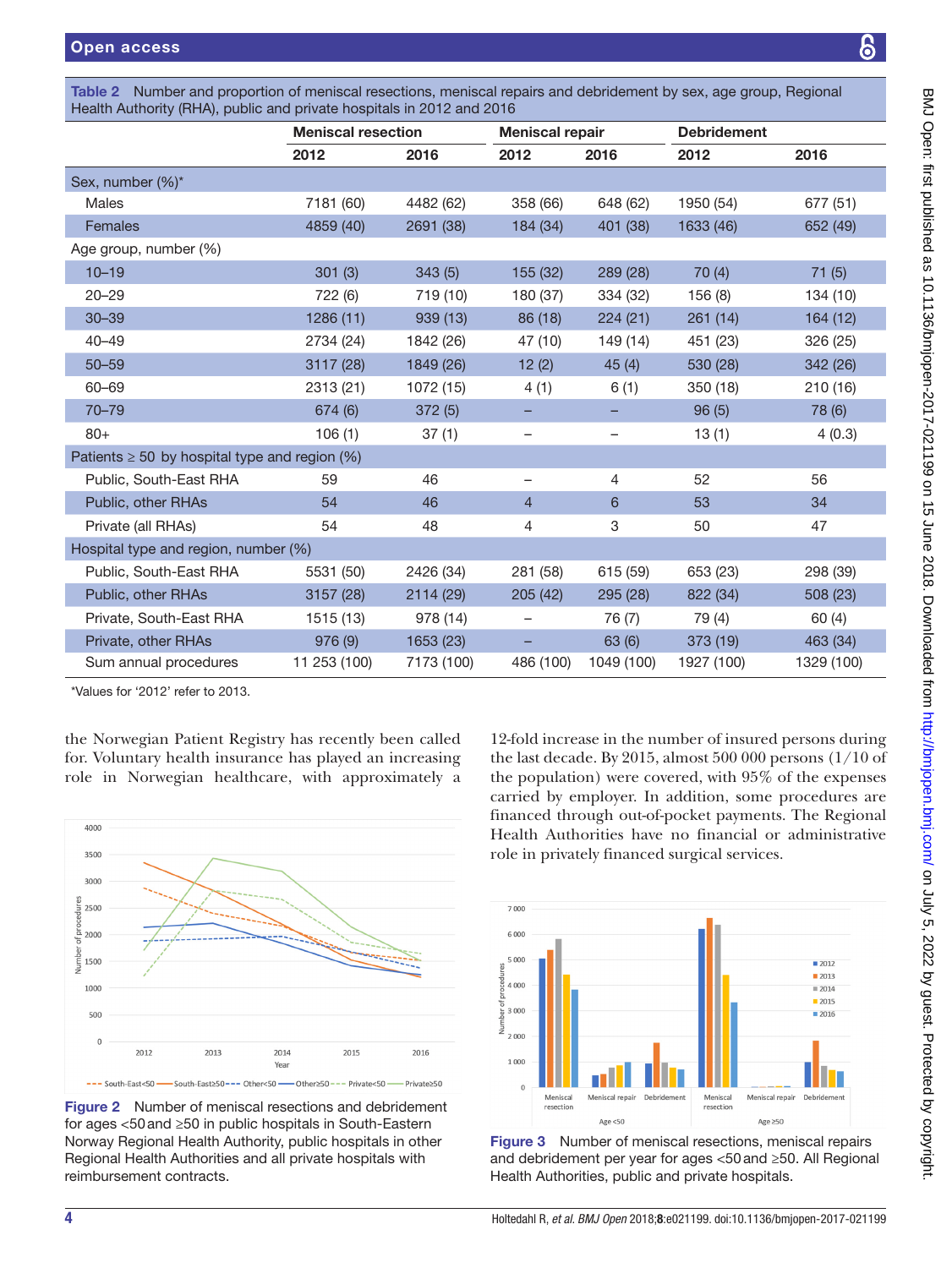**Table 2** Number and proportion of meniscal resections, meniscal repairs and debridement by sex, age group, Regional Health Authority (RHA), public and private hospitals in 2012 and 2016

| | Meniscal resection | | Meniscal repair | | Debridement | |
|---|---|---|---|---|---|---|
| | 2012 | 2016 | 2012 | 2016 | 2012 | 2016 |
| **Sex, number (%)*** | | | | | | |
| Males | 7181 (60) | 4482 (62) | 358 (66) | 648 (62) | 1950 (54) | 677 (51) |
| Females | 4859 (40) | 2691 (38) | 184 (34) | 401 (38) | 1633 (46) | 652 (49) |
| **Age group, number (%)** | | | | | | |
| 10–19 | 301 (3) | 343 (5) | 155 (32) | 289 (28) | 70 (4) | 71 (5) |
| 20–29 | 722 (6) | 719 (10) | 180 (37) | 334 (32) | 156 (8) | 134 (10) |
| 30–39 | 1286 (11) | 939 (13) | 86 (18) | 224 (21) | 261 (14) | 164 (12) |
| 40–49 | 2734 (24) | 1842 (26) | 47 (10) | 149 (14) | 451 (23) | 326 (25) |
| 50–59 | 3117 (28) | 1849 (26) | 12 (2) | 45 (4) | 530 (28) | 342 (26) |
| 60–69 | 2313 (21) | 1072 (15) | 4 (1) | 6 (1) | 350 (18) | 210 (16) |
| 70–79 | 674 (6) | 372 (5) | – | – | 96 (5) | 78 (6) |
| 80+ | 106 (1) | 37 (1) | – | – | 13 (1) | 4 (0.3) |
| **Patients ≥ 50 by hospital type and region (%)** | | | | | | |
| Public, South-East RHA | 59 | 46 | – | 4 | 52 | 56 |
| Public, other RHAs | 54 | 46 | 4 | 6 | 53 | 34 |
| Private (all RHAs) | 54 | 48 | 4 | 3 | 50 | 47 |
| **Hospital type and region, number (%)** | | | | | | |
| Public, South-East RHA | 5531 (50) | 2426 (34) | 281 (58) | 615 (59) | 653 (23) | 298 (39) |
| Public, other RHAs | 3157 (28) | 2114 (29) | 205 (42) | 295 (28) | 822 (34) | 508 (23) |
| Private, South-East RHA | 1515 (13) | 978 (14) | – | 76 (7) | 79 (4) | 60 (4) |
| Private, other RHAs | 976 (9) | 1653 (23) | – | 63 (6) | 373 (19) | 463 (34) |
| Sum annual procedures | 11 253 (100) | 7173 (100) | 486 (100) | 1049 (100) | 1927 (100) | 1329 (100) |

*Values for '2012' refer to 2013.

the Norwegian Patient Registry has recently been called for. Voluntary health insurance has played an increasing role in Norwegian healthcare, with approximately a 12-fold increase in the number of insured persons during the last decade. By 2015, almost 500 000 persons (1/10 of the population) were covered, with 95% of the expenses carried by employer. In addition, some procedures are financed through out-of-pocket payments. The Regional Health Authorities have no financial or administrative role in privately financed surgical services.

**Figure 2** Number of meniscal resections and debridement for ages <50 and ≥50 in public hospitals in South-Eastern Norway Regional Health Authority, public hospitals in other Regional Health Authorities and all private hospitals with reimbursement contracts.

**Figure 3** Number of meniscal resections, meniscal repairs and debridement per year for ages <50 and ≥50. All Regional Health Authorities, public and private hospitals.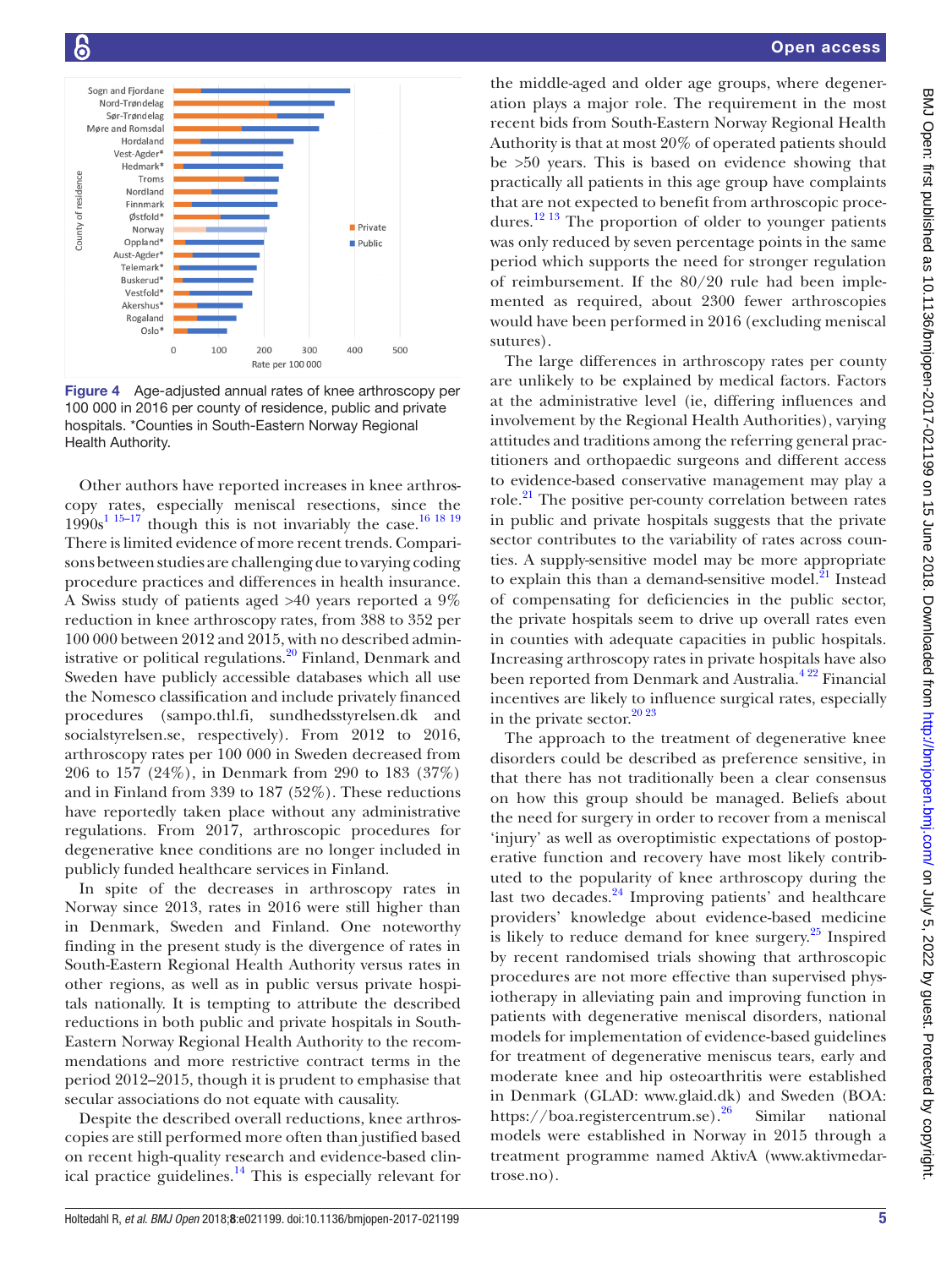Figure 4 Age-adjusted annual rates of knee arthroscopy per 100 000 in 2016 per county of residence, public and private hospitals. *Counties in South-Eastern Norway Regional Health Authority.

Other authors have reported increases in knee arthroscopy rates, especially meniscal resections, since the 1990s[1 15–17] though this is not invariably the case.[16 18 19] There is limited evidence of more recent trends. Comparisons between studies are challenging due to varying coding procedure practices and differences in health insurance. A Swiss study of patients aged >40 years reported a 9% reduction in knee arthroscopy rates, from 388 to 352 per 100 000 between 2012 and 2015, with no described administrative or political regulations.[20] Finland, Denmark and Sweden have publicly accessible databases which all use the Nomesco classification and include privately financed procedures (sampo.thl.fi, sundhedsstyrelsen.dk and socialstyrelsen.se, respectively). From 2012 to 2016, arthroscopy rates per 100 000 in Sweden decreased from 206 to 157 (24%), in Denmark from 290 to 183 (37%) and in Finland from 339 to 187 (52%). These reductions have reportedly taken place without any administrative regulations. From 2017, arthroscopic procedures for degenerative knee conditions are no longer included in publicly funded healthcare services in Finland.

In spite of the decreases in arthroscopy rates in Norway since 2013, rates in 2016 were still higher than in Denmark, Sweden and Finland. One noteworthy finding in the present study is the divergence of rates in South-Eastern Regional Health Authority versus rates in other regions, as well as in public versus private hospitals nationally. It is tempting to attribute the described reductions in both public and private hospitals in South-Eastern Norway Regional Health Authority to the recommendations and more restrictive contract terms in the period 2012–2015, though it is prudent to emphasise that secular associations do not equate with causality.

Despite the described overall reductions, knee arthroscopies are still performed more often than justified based on recent high-quality research and evidence-based clinical practice guidelines.[14] This is especially relevant for the middle-aged and older age groups, where degeneration plays a major role. The requirement in the most recent bids from South-Eastern Norway Regional Health Authority is that at most 20% of operated patients should be >50 years. This is based on evidence showing that practically all patients in this age group have complaints that are not expected to benefit from arthroscopic procedures.[12 13] The proportion of older to younger patients was only reduced by seven percentage points in the same period which supports the need for stronger regulation of reimbursement. If the 80/20 rule had been implemented as required, about 2300 fewer arthroscopies would have been performed in 2016 (excluding meniscal sutures).

The large differences in arthroscopy rates per county are unlikely to be explained by medical factors. Factors at the administrative level (ie, differing influences and involvement by the Regional Health Authorities), varying attitudes and traditions among the referring general practitioners and orthopaedic surgeons and different access to evidence-based conservative management may play a role.[21] The positive per-county correlation between rates in public and private hospitals suggests that the private sector contributes to the variability of rates across counties. A supply-sensitive model may be more appropriate to explain this than a demand-sensitive model.[21] Instead of compensating for deficiencies in the public sector, the private hospitals seem to drive up overall rates even in counties with adequate capacities in public hospitals. Increasing arthroscopy rates in private hospitals have also been reported from Denmark and Australia.[4 22] Financial incentives are likely to influence surgical rates, especially in the private sector.[20 23]

The approach to the treatment of degenerative knee disorders could be described as preference sensitive, in that there has not traditionally been a clear consensus on how this group should be managed. Beliefs about the need for surgery in order to recover from a meniscal 'injury' as well as overoptimistic expectations of postoperative function and recovery have most likely contributed to the popularity of knee arthroscopy during the last two decades.[24] Improving patients' and healthcare providers' knowledge about evidence-based medicine is likely to reduce demand for knee surgery.[25] Inspired by recent randomised trials showing that arthroscopic procedures are not more effective than supervised physiotherapy in alleviating pain and improving function in patients with degenerative meniscal disorders, national models for implementation of evidence-based guidelines for treatment of degenerative meniscus tears, early and moderate knee and hip osteoarthritis were established in Denmark (GLAD: www.glaid.dk) and Sweden (BOA: https://boa.registercentrum.se).[26] Similar national models were established in Norway in 2015 through a treatment programme named AktivA (www.aktivmedartrose.no).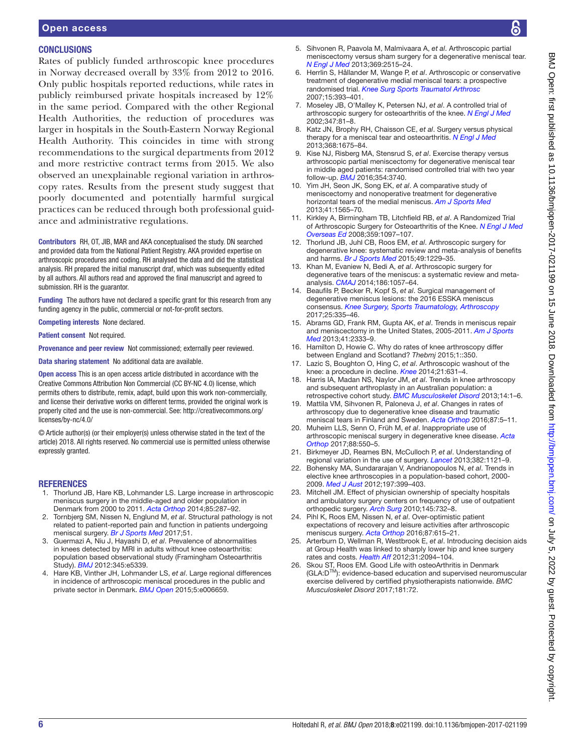## CONCLUSIONS

Rates of publicly funded arthroscopic knee procedures in Norway decreased overall by 33% from 2012 to 2016. Only public hospitals reported reductions, while rates in publicly reimbursed private hospitals increased by 12% in the same period. Compared with the other Regional Health Authorities, the reduction of procedures was larger in hospitals in the South-Eastern Norway Regional Health Authority. This coincides in time with strong recommendations to the surgical departments from 2012 and more restrictive contract terms from 2015. We also observed an unexplainable regional variation in arthroscopy rates. Results from the present study suggest that poorly documented and potentially harmful surgical practices can be reduced through both professional guidance and administrative regulations.

**Contributors** RH, OT, JIB, MAR and AKA conceptualised the study. DN searched and provided data from the National Patient Registry. AKA provided expertise on arthroscopic procedures and coding. RH analysed the data and did the statistical analysis. RH prepared the initial manuscript draf, which was subsequently edited by all authors. All authors read and approved the final manuscript and agreed to submission. RH is the guarantor.

**Funding** The authors have not declared a specific grant for this research from any funding agency in the public, commercial or not-for-profit sectors.

**Competing interests** None declared.

**Patient consent** Not required.

**Provenance and peer review** Not commissioned; externally peer reviewed.

**Data sharing statement** No additional data are available.

**Open access** This is an open access article distributed in accordance with the Creative Commons Attribution Non Commercial (CC BY-NC 4.0) license, which permits others to distribute, remix, adapt, build upon this work non-commercially, and license their derivative works on different terms, provided the original work is properly cited and the use is non-commercial. See: http://creativecommons.org/licenses/by-nc/4.0/

© Article author(s) (or their employer(s) unless otherwise stated in the text of the article) 2018. All rights reserved. No commercial use is permitted unless otherwise expressly granted.

## REFERENCES

1. Thorlund JB, Hare KB, Lohmander LS. Large increase in arthroscopic meniscus surgery in the middle-aged and older population in Denmark from 2000 to 2011. *Acta Orthop* 2014;85:287–92.
2. Tornbjerg SM, Nissen N, Englund M, *et al*. Structural pathology is not related to patient-reported pain and function in patients undergoing meniscal surgery. *Br J Sports Med* 2017;51.
3. Guermazi A, Niu J, Hayashi D, *et al*. Prevalence of abnormalities in knees detected by MRI in adults without knee osteoarthritis: population based observational study (Framingham Osteoarthritis Study). *BMJ* 2012:345:e5339.
4. Hare KB, Vinther JH, Lohmander LS, *et al*. Large regional differences in incidence of arthroscopic meniscal procedures in the public and private sector in Denmark. *BMJ Open* 2015;5:e006659.
5. Sihvonen R, Paavola M, Malmivaara A, *et al*. Arthroscopic partial meniscectomy versus sham surgery for a degenerative meniscal tear. *N Engl J Med* 2013;369:2515–24.
6. Herrlin S, Hållander M, Wange P, *et al*. Arthroscopic or conservative treatment of degenerative medial meniscal tears: a prospective randomised trial. *Knee Surg Sports Traumatol Arthrosc* 2007;15:393–401.
7. Moseley JB, O'Malley K, Petersen NJ, *et al*. A controlled trial of arthroscopic surgery for osteoarthritis of the knee. *N Engl J Med* 2002;347:81–8.
8. Katz JN, Brophy RH, Chaisson CE, *et al*. Surgery versus physical therapy for a meniscal tear and osteoarthritis. *N Engl J Med* 2013;368:1675–84.
9. Kise NJ, Risberg MA, Stensrud S, *et al*. Exercise therapy versus arthroscopic partial meniscectomy for degenerative meniscal tear in middle aged patients: randomised controlled trial with two year follow-up. *BMJ* 2016;354:3740.
10. Yim JH, Seon JK, Song EK, *et al*. A comparative study of meniscectomy and nonoperative treatment for degenerative horizontal tears of the medial meniscus. *Am J Sports Med* 2013;41:1565–70.
11. Kirkley A, Birmingham TB, Litchfield RB, *et al*. A Randomized Trial of Arthroscopic Surgery for Osteoarthritis of the Knee. *N Engl J Med Overseas Ed* 2008;359:1097–107.
12. Thorlund JB, Juhl CB, Roos EM, *et al*. Arthroscopic surgery for degenerative knee: systematic review and meta-analysis of benefits and harms. *Br J Sports Med* 2015;49:1229–35.
13. Khan M, Evaniew N, Bedi A, *et al*. Arthroscopic surgery for degenerative tears of the meniscus: a systematic review and meta-analysis. *CMAJ* 2014;186:1057–64.
14. Beaufils P, Becker R, Kopf S, *et al*. Surgical management of degenerative meniscus lesions: the 2016 ESSKA meniscus consensus. *Knee Surgery, Sports Traumatology, Arthroscopy* 2017;25:335–46.
15. Abrams GD, Frank RM, Gupta AK, *et al*. Trends in meniscus repair and meniscectomy in the United States, 2005-2011. *Am J Sports Med* 2013;41:2333–9.
16. Hamilton D, Howie C. Why do rates of knee arthroscopy differ between England and Scotland? *Thebmj* 2015;1::350.
17. Lazic S, Boughton O, Hing C, *et al*. Arthroscopic washout of the knee: a procedure in decline. *Knee* 2014;21:631–4.
18. Harris IA, Madan NS, Naylor JM, *et al*. Trends in knee arthroscopy and subsequent arthroplasty in an Australian population: a retrospective cohort study. *BMC Musculoskelet Disord* 2013;14:1–6.
19. Mattila VM, Sihvonen R, Paloneva J, *et al*. Changes in rates of arthroscopy due to degenerative knee disease and traumatic meniscal tears in Finland and Sweden. *Acta Orthop* 2016;87:5–11.
20. Muheim LLS, Senn O, Früh M, *et al*. Inappropriate use of arthroscopic meniscal surgery in degenerative knee disease. *Acta Orthop* 2017;88:550–5.
21. Birkmeyer JD, Reames BN, McCulloch P, *et al*. Understanding of regional variation in the use of surgery. *Lancet* 2013;382:1121–9.
22. Bohensky MA, Sundararajan V, Andrianopoulos N, *et al*. Trends in elective knee arthroscopies in a population-based cohort, 2000-2009. *Med J Aust* 2012;197:399–403.
23. Mitchell JM. Effect of physician ownership of specialty hospitals and ambulatory surgery centers on frequency of use of outpatient orthopedic surgery. *Arch Surg* 2010;145:732–8.
24. Pihl K, Roos EM, Nissen N, *et al*. Over-optimistic patient expectations of recovery and leisure activities after arthroscopic meniscus surgery. *Acta Orthop* 2016;87:615–21.
25. Arterburn D, Wellman R, Westbrook E, *et al*. Introducing decision aids at Group Health was linked to sharply lower hip and knee surgery rates and costs. *Health Aff* 2012;31:2094–104.
26. Skou ST, Roos EM. Good Life with osteoArthritis in Denmark (GLA:D™): evidence-based education and supervised neuromuscular exercise delivered by certified physiotherapists nationwide. *BMC Musculoskelet Disord* 2017;181:72.